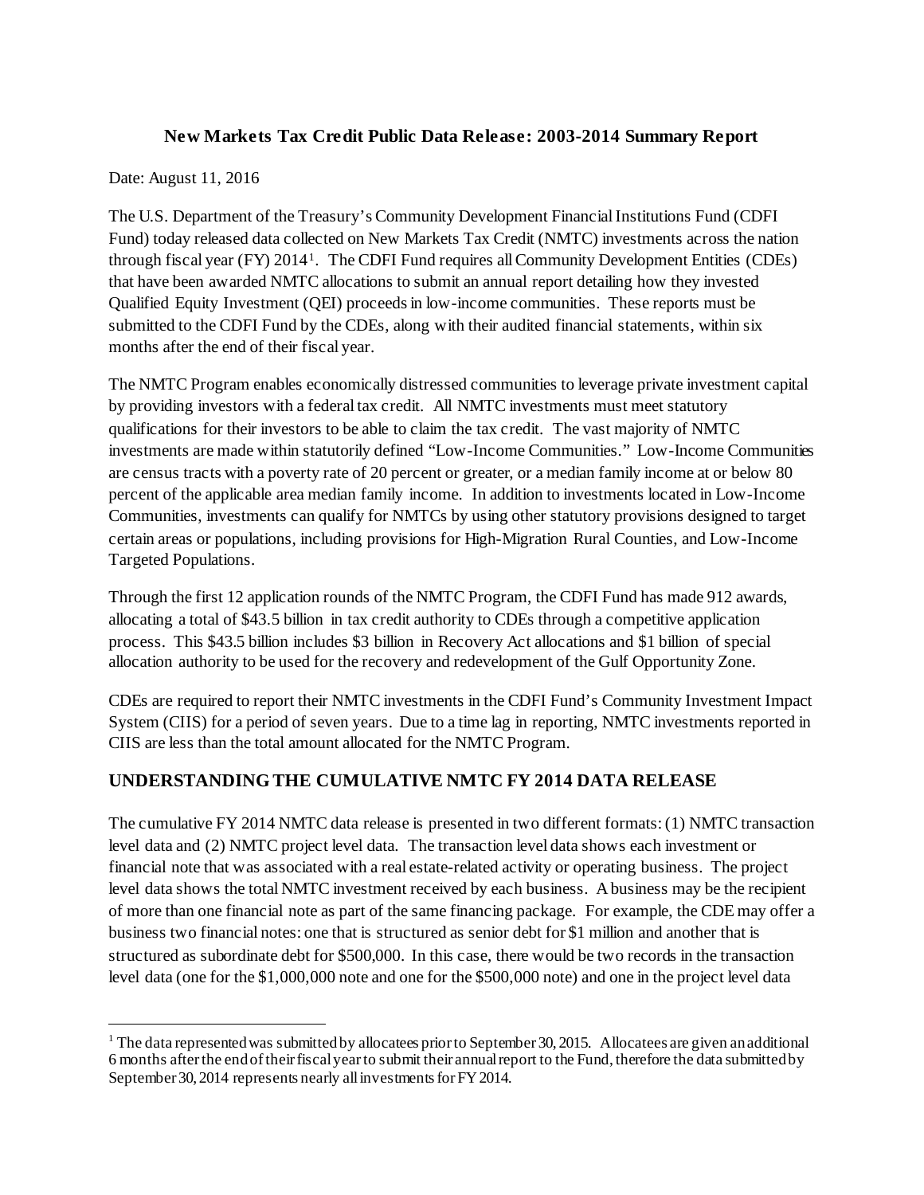# New Markets Tax Credit Public Data Release: 2003-2014 Summary Report

Date: August 11, 2016

The U.S. Department of the Treasury's Community Development Financial Institutions Fund (CDFI Fund) today released data collected on New Markets Tax Credit (NMTC) investments across the nation through fiscal year (FY) 2014[1]. The CDFI Fund requires all Community Development Entities (CDEs) that have been awarded NMTC allocations to submit an annual report detailing how they invested Qualified Equity Investment (QEI) proceeds in low-income communities. These reports must be submitted to the CDFI Fund by the CDEs, along with their audited financial statements, within six months after the end of their fiscal year.

The NMTC Program enables economically distressed communities to leverage private investment capital by providing investors with a federal tax credit. All NMTC investments must meet statutory qualifications for their investors to be able to claim the tax credit. The vast majority of NMTC investments are made within statutorily defined "Low-Income Communities." Low-Income Communities are census tracts with a poverty rate of 20 percent or greater, or a median family income at or below 80 percent of the applicable area median family income. In addition to investments located in Low-Income Communities, investments can qualify for NMTCs by using other statutory provisions designed to target certain areas or populations, including provisions for High-Migration Rural Counties, and Low-Income Targeted Populations.

Through the first 12 application rounds of the NMTC Program, the CDFI Fund has made 912 awards, allocating a total of $43.5 billion in tax credit authority to CDEs through a competitive application process. This $43.5 billion includes $3 billion in Recovery Act allocations and $1 billion of special allocation authority to be used for the recovery and redevelopment of the Gulf Opportunity Zone.

CDEs are required to report their NMTC investments in the CDFI Fund's Community Investment Impact System (CIIS) for a period of seven years. Due to a time lag in reporting, NMTC investments reported in CIIS are less than the total amount allocated for the NMTC Program.

## UNDERSTANDING THE CUMULATIVE NMTC FY 2014 DATA RELEASE

The cumulative FY 2014 NMTC data release is presented in two different formats: (1) NMTC transaction level data and (2) NMTC project level data. The transaction level data shows each investment or financial note that was associated with a real estate-related activity or operating business. The project level data shows the total NMTC investment received by each business. A business may be the recipient of more than one financial note as part of the same financing package. For example, the CDE may offer a business two financial notes: one that is structured as senior debt for $1 million and another that is structured as subordinate debt for $500,000. In this case, there would be two records in the transaction level data (one for the $1,000,000 note and one for the $500,000 note) and one in the project level data

[1] The data represented was submitted by allocatees prior to September 30, 2015. Allocatees are given an additional 6 months after the end of their fiscal year to submit their annual report to the Fund, therefore the data submitted by September 30, 2014 represents nearly all investments for FY 2014.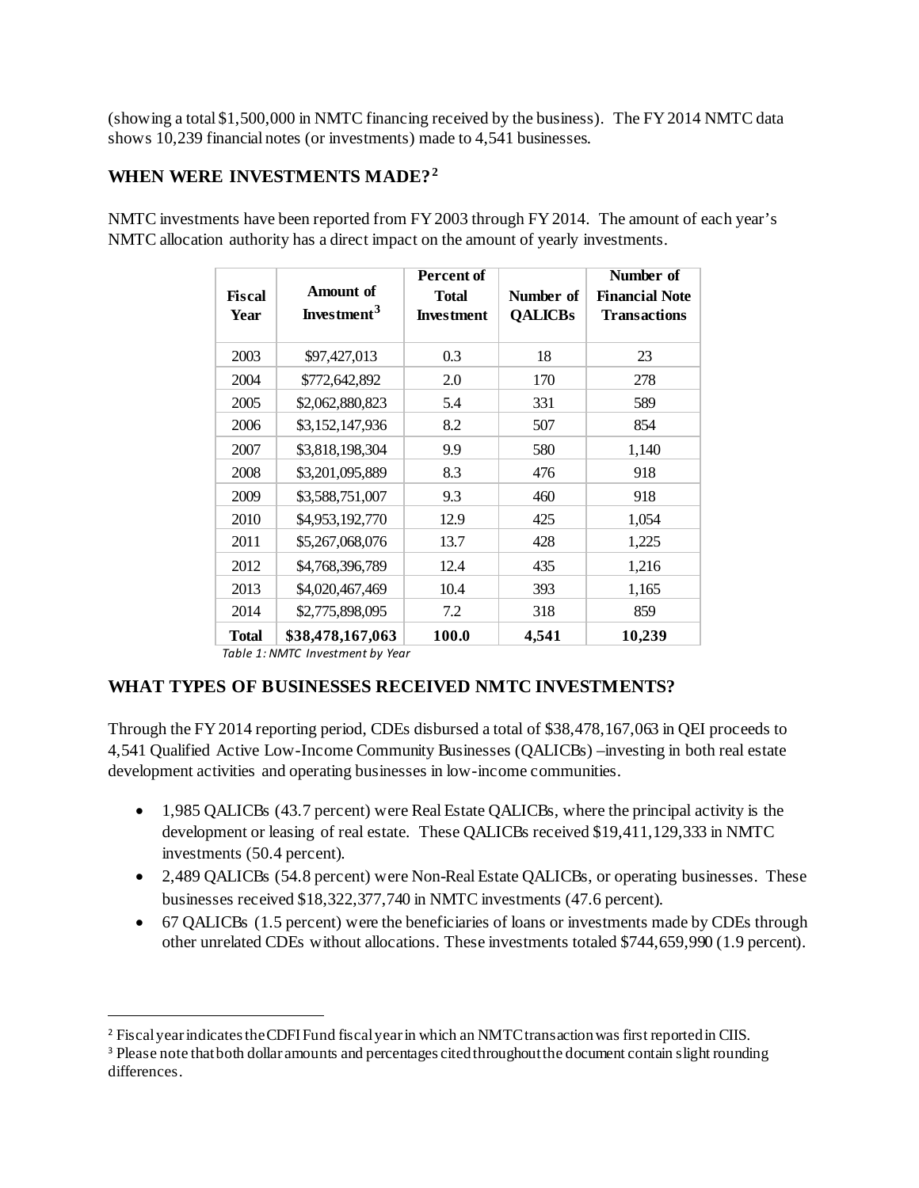(showing a total $1,500,000 in NMTC financing received by the business). The FY 2014 NMTC data shows 10,239 financial notes (or investments) made to 4,541 businesses.

## WHEN WERE INVESTMENTS MADE?[2]

NMTC investments have been reported from FY 2003 through FY 2014. The amount of each year's NMTC allocation authority has a direct impact on the amount of yearly investments.

| Fiscal Year | Amount of Investment[3] | Percent of Total Investment | Number of QALICBs | Number of Financial Note Transactions |
|---|---|---|---|---|
| 2003 | $97,427,013 | 0.3 | 18 | 23 |
| 2004 | $772,642,892 | 2.0 | 170 | 278 |
| 2005 | $2,062,880,823 | 5.4 | 331 | 589 |
| 2006 | $3,152,147,936 | 8.2 | 507 | 854 |
| 2007 | $3,818,198,304 | 9.9 | 580 | 1,140 |
| 2008 | $3,201,095,889 | 8.3 | 476 | 918 |
| 2009 | $3,588,751,007 | 9.3 | 460 | 918 |
| 2010 | $4,953,192,770 | 12.9 | 425 | 1,054 |
| 2011 | $5,267,068,076 | 13.7 | 428 | 1,225 |
| 2012 | $4,768,396,789 | 12.4 | 435 | 1,216 |
| 2013 | $4,020,467,469 | 10.4 | 393 | 1,165 |
| 2014 | $2,775,898,095 | 7.2 | 318 | 859 |
| **Total** | **$38,478,167,063** | **100.0** | **4,541** | **10,239** |

*Table 1: NMTC Investment by Year*

## WHAT TYPES OF BUSINESSES RECEIVED NMTC INVESTMENTS?

Through the FY 2014 reporting period, CDEs disbursed a total of $38,478,167,063 in QEI proceeds to 4,541 Qualified Active Low-Income Community Businesses (QALICBs) –investing in both real estate development activities and operating businesses in low-income communities.

- 1,985 QALICBs (43.7 percent) were Real Estate QALICBs, where the principal activity is the development or leasing of real estate. These QALICBs received $19,411,129,333 in NMTC investments (50.4 percent).
- 2,489 QALICBs (54.8 percent) were Non-Real Estate QALICBs, or operating businesses. These businesses received $18,322,377,740 in NMTC investments (47.6 percent).
- 67 QALICBs (1.5 percent) were the beneficiaries of loans or investments made by CDEs through other unrelated CDEs without allocations. These investments totaled $744,659,990 (1.9 percent).

[2] Fiscal year indicates the CDFI Fund fiscal year in which an NMTC transaction was first reported in CIIS.

[3] Please note that both dollar amounts and percentages cited throughout the document contain slight rounding differences.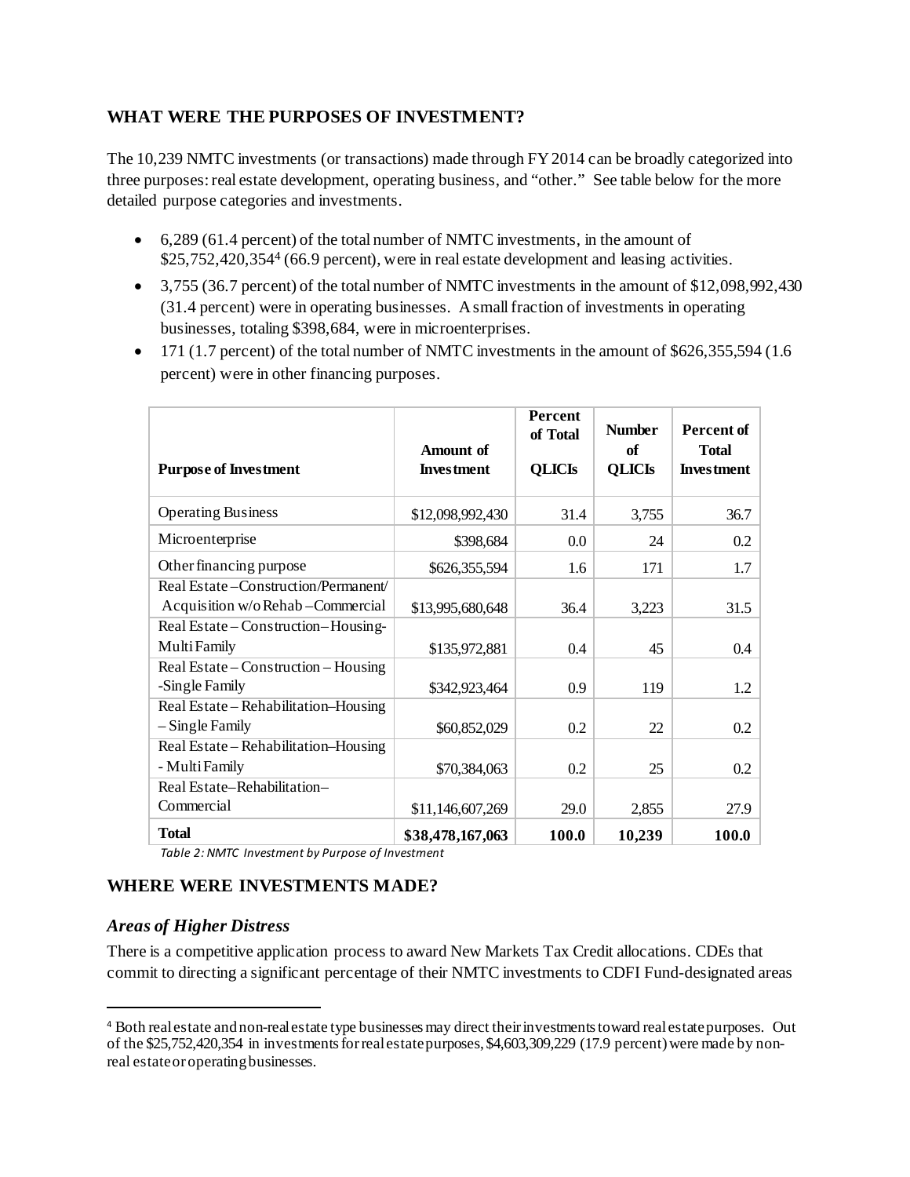## WHAT WERE THE PURPOSES OF INVESTMENT?

The 10,239 NMTC investments (or transactions) made through FY 2014 can be broadly categorized into three purposes: real estate development, operating business, and "other." See table below for the more detailed purpose categories and investments.

- 6,289 (61.4 percent) of the total number of NMTC investments, in the amount of $25,752,420,354[4] (66.9 percent), were in real estate development and leasing activities.
- 3,755 (36.7 percent) of the total number of NMTC investments in the amount of $12,098,992,430 (31.4 percent) were in operating businesses. A small fraction of investments in operating businesses, totaling $398,684, were in microenterprises.
- 171 (1.7 percent) of the total number of NMTC investments in the amount of $626,355,594 (1.6 percent) were in other financing purposes.

| Purpose of Investment | Amount of Investment | Percent of Total QLICIs | Number of QLICIs | Percent of Total Investment |
|---|---|---|---|---|
| Operating Business | $12,098,992,430 | 31.4 | 3,755 | 36.7 |
| Microenterprise | $398,684 | 0.0 | 24 | 0.2 |
| Other financing purpose | $626,355,594 | 1.6 | 171 | 1.7 |
| Real Estate –Construction/Permanent/ Acquisition w/o Rehab –Commercial | $13,995,680,648 | 36.4 | 3,223 | 31.5 |
| Real Estate – Construction– Housing- Multi Family | $135,972,881 | 0.4 | 45 | 0.4 |
| Real Estate – Construction – Housing -Single Family | $342,923,464 | 0.9 | 119 | 1.2 |
| Real Estate – Rehabilitation–Housing – Single Family | $60,852,029 | 0.2 | 22 | 0.2 |
| Real Estate – Rehabilitation–Housing - Multi Family | $70,384,063 | 0.2 | 25 | 0.2 |
| Real Estate–Rehabilitation– Commercial | $11,146,607,269 | 29.0 | 2,855 | 27.9 |
| **Total** | **$38,478,167,063** | **100.0** | **10,239** | **100.0** |

*Table 2: NMTC Investment by Purpose of Investment*

## WHERE WERE INVESTMENTS MADE?

### *Areas of Higher Distress*

There is a competitive application process to award New Markets Tax Credit allocations. CDEs that commit to directing a significant percentage of their NMTC investments to CDFI Fund-designated areas

[4] Both real estate and non-real estate type businesses may direct their investments toward real estate purposes. Out of the $25,752,420,354 in investments for real estate purposes, $4,603,309,229 (17.9 percent) were made by non-real estate or operating businesses.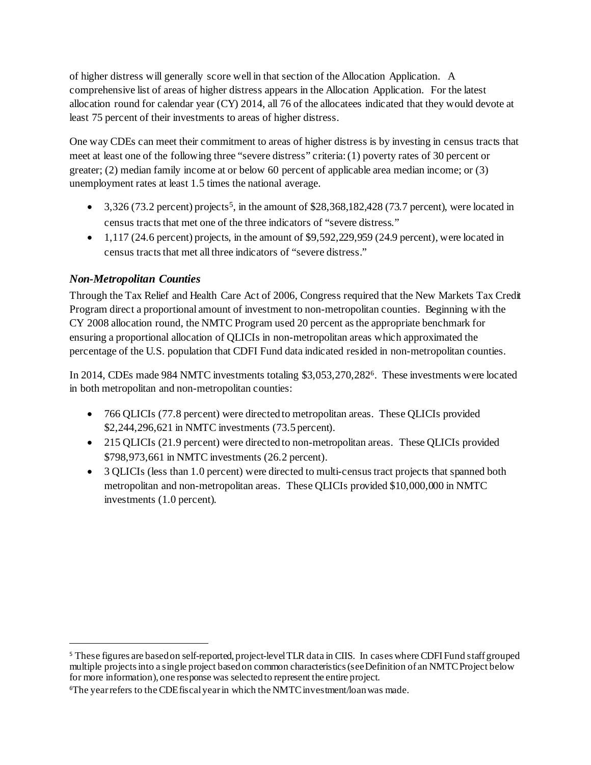of higher distress will generally score well in that section of the Allocation Application. A comprehensive list of areas of higher distress appears in the Allocation Application. For the latest allocation round for calendar year (CY) 2014, all 76 of the allocatees indicated that they would devote at least 75 percent of their investments to areas of higher distress.

One way CDEs can meet their commitment to areas of higher distress is by investing in census tracts that meet at least one of the following three "severe distress" criteria: (1) poverty rates of 30 percent or greater; (2) median family income at or below 60 percent of applicable area median income; or (3) unemployment rates at least 1.5 times the national average.

- 3,326 (73.2 percent) projects[5], in the amount of $28,368,182,428 (73.7 percent), were located in census tracts that met one of the three indicators of "severe distress."
- 1,117 (24.6 percent) projects, in the amount of $9,592,229,959 (24.9 percent), were located in census tracts that met all three indicators of "severe distress."

### *Non-Metropolitan Counties*

Through the Tax Relief and Health Care Act of 2006, Congress required that the New Markets Tax Credit Program direct a proportional amount of investment to non-metropolitan counties. Beginning with the CY 2008 allocation round, the NMTC Program used 20 percent as the appropriate benchmark for ensuring a proportional allocation of QLICIs in non-metropolitan areas which approximated the percentage of the U.S. population that CDFI Fund data indicated resided in non-metropolitan counties.

In 2014, CDEs made 984 NMTC investments totaling $3,053,270,282[6]. These investments were located in both metropolitan and non-metropolitan counties:

- 766 QLICIs (77.8 percent) were directed to metropolitan areas. These QLICIs provided $2,244,296,621 in NMTC investments (73.5 percent).
- 215 QLICIs (21.9 percent) were directed to non-metropolitan areas. These QLICIs provided $798,973,661 in NMTC investments (26.2 percent).
- 3 QLICIs (less than 1.0 percent) were directed to multi-census tract projects that spanned both metropolitan and non-metropolitan areas. These QLICIs provided $10,000,000 in NMTC investments (1.0 percent).

---

[5] These figures are based on self-reported, project-level TLR data in CIIS. In cases where CDFI Fund staff grouped multiple projects into a single project based on common characteristics (see Definition of an NMTC Project below for more information), one response was selected to represent the entire project.

[6] The year refers to the CDE fiscal year in which the NMTC investment/loan was made.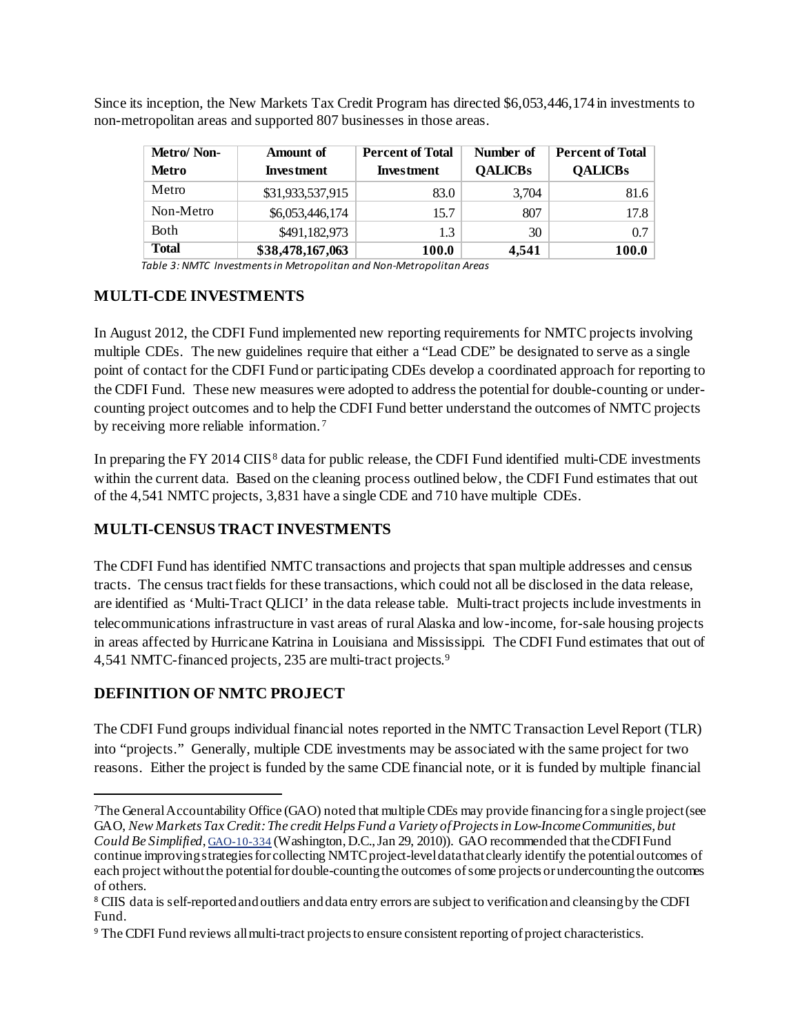Since its inception, the New Markets Tax Credit Program has directed $6,053,446,174 in investments to non-metropolitan areas and supported 807 businesses in those areas.

| Metro/ Non-Metro | Amount of Investment | Percent of Total Investment | Number of QALICBs | Percent of Total QALICBs |
|---|---|---|---|---|
| Metro | $31,933,537,915 | 83.0 | 3,704 | 81.6 |
| Non-Metro | $6,053,446,174 | 15.7 | 807 | 17.8 |
| Both | $491,182,973 | 1.3 | 30 | 0.7 |
| **Total** | **$38,478,167,063** | **100.0** | **4,541** | **100.0** |

Table 3: NMTC Investments in Metropolitan and Non-Metropolitan Areas

## MULTI-CDE INVESTMENTS

In August 2012, the CDFI Fund implemented new reporting requirements for NMTC projects involving multiple CDEs. The new guidelines require that either a "Lead CDE" be designated to serve as a single point of contact for the CDFI Fund or participating CDEs develop a coordinated approach for reporting to the CDFI Fund. These new measures were adopted to address the potential for double-counting or under-counting project outcomes and to help the CDFI Fund better understand the outcomes of NMTC projects by receiving more reliable information.[7]

In preparing the FY 2014 CIIS[8] data for public release, the CDFI Fund identified multi-CDE investments within the current data. Based on the cleaning process outlined below, the CDFI Fund estimates that out of the 4,541 NMTC projects, 3,831 have a single CDE and 710 have multiple CDEs.

## MULTI-CENSUS TRACT INVESTMENTS

The CDFI Fund has identified NMTC transactions and projects that span multiple addresses and census tracts. The census tract fields for these transactions, which could not all be disclosed in the data release, are identified as 'Multi-Tract QLICI' in the data release table. Multi-tract projects include investments in telecommunications infrastructure in vast areas of rural Alaska and low-income, for-sale housing projects in areas affected by Hurricane Katrina in Louisiana and Mississippi. The CDFI Fund estimates that out of 4,541 NMTC-financed projects, 235 are multi-tract projects.[9]

## DEFINITION OF NMTC PROJECT

The CDFI Fund groups individual financial notes reported in the NMTC Transaction Level Report (TLR) into "projects." Generally, multiple CDE investments may be associated with the same project for two reasons. Either the project is funded by the same CDE financial note, or it is funded by multiple financial

---

[7] The General Accountability Office (GAO) noted that multiple CDEs may provide financing for a single project (see GAO, *New Markets Tax Credit: The credit Helps Fund a Variety of Projects in Low-Income Communities, but Could Be Simplified*, GAO-10-334 (Washington, D.C., Jan 29, 2010)). GAO recommended that the CDFI Fund continue improving strategies for collecting NMTC project-level data that clearly identify the potential outcomes of each project without the potential for double-counting the outcomes of some projects or undercounting the outcomes of others.

[8] CIIS data is self-reported and outliers and data entry errors are subject to verification and cleansing by the CDFI Fund.

[9] The CDFI Fund reviews all multi-tract projects to ensure consistent reporting of project characteristics.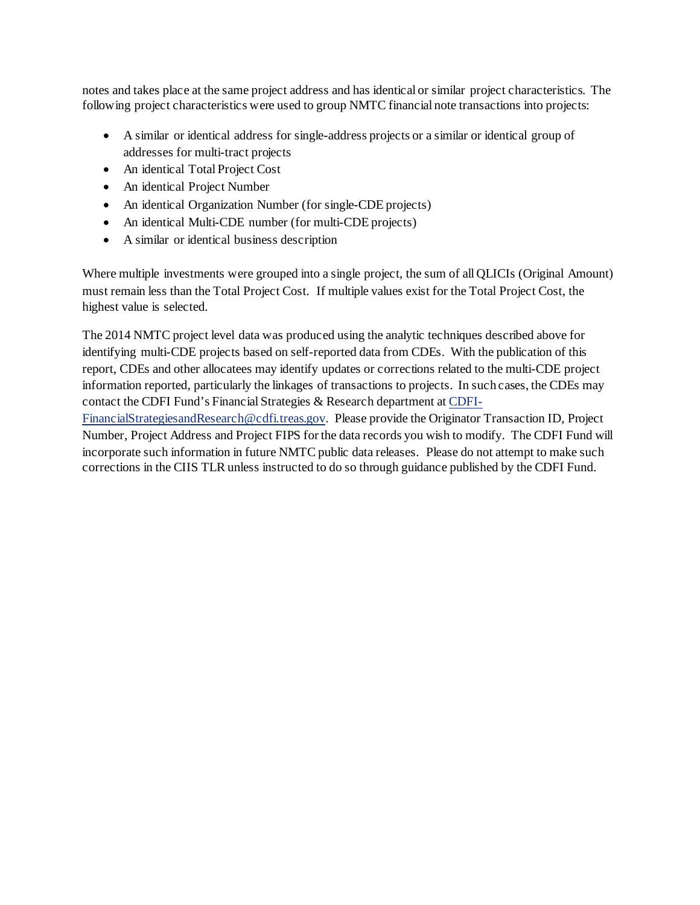notes and takes place at the same project address and has identical or similar project characteristics. The following project characteristics were used to group NMTC financial note transactions into projects:

- A similar or identical address for single-address projects or a similar or identical group of addresses for multi-tract projects
- An identical Total Project Cost
- An identical Project Number
- An identical Organization Number (for single-CDE projects)
- An identical Multi-CDE number (for multi-CDE projects)
- A similar or identical business description

Where multiple investments were grouped into a single project, the sum of all QLICIs (Original Amount) must remain less than the Total Project Cost. If multiple values exist for the Total Project Cost, the highest value is selected.

The 2014 NMTC project level data was produced using the analytic techniques described above for identifying multi-CDE projects based on self-reported data from CDEs. With the publication of this report, CDEs and other allocatees may identify updates or corrections related to the multi-CDE project information reported, particularly the linkages of transactions to projects. In such cases, the CDEs may contact the CDFI Fund's Financial Strategies & Research department at CDFI-FinancialStrategiesandResearch@cdfi.treas.gov. Please provide the Originator Transaction ID, Project Number, Project Address and Project FIPS for the data records you wish to modify. The CDFI Fund will incorporate such information in future NMTC public data releases. Please do not attempt to make such corrections in the CIIS TLR unless instructed to do so through guidance published by the CDFI Fund.